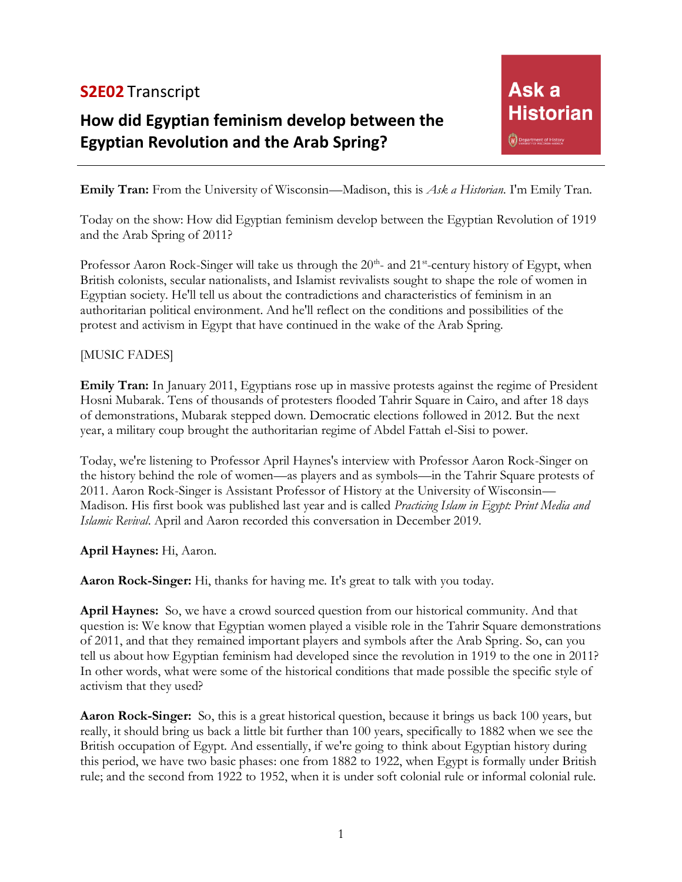**S2E02** Transcript

## How did Egyptian feminism develop between the Egyptian Revolution and the Arab Spring?

Ask a Historian

---

**Emily Tran:** From the University of Wisconsin—Madison, this is *Ask a Historian*. I'm Emily Tran.

Today on the show: How did Egyptian feminism develop between the Egyptian Revolution of 1919 and the Arab Spring of 2011?

Professor Aaron Rock-Singer will take us through the 20th- and 21st-century history of Egypt, when British colonists, secular nationalists, and Islamist revivalists sought to shape the role of women in Egyptian society. He'll tell us about the contradictions and characteristics of feminism in an authoritarian political environment. And he'll reflect on the conditions and possibilities of the protest and activism in Egypt that have continued in the wake of the Arab Spring.

[MUSIC FADES]

**Emily Tran:** In January 2011, Egyptians rose up in massive protests against the regime of President Hosni Mubarak. Tens of thousands of protesters flooded Tahrir Square in Cairo, and after 18 days of demonstrations, Mubarak stepped down. Democratic elections followed in 2012. But the next year, a military coup brought the authoritarian regime of Abdel Fattah el-Sisi to power.

Today, we're listening to Professor April Haynes's interview with Professor Aaron Rock-Singer on the history behind the role of women—as players and as symbols—in the Tahrir Square protests of 2011. Aaron Rock-Singer is Assistant Professor of History at the University of Wisconsin—Madison. His first book was published last year and is called *Practicing Islam in Egypt: Print Media and Islamic Revival*. April and Aaron recorded this conversation in December 2019.

**April Haynes:** Hi, Aaron.

**Aaron Rock-Singer:** Hi, thanks for having me. It's great to talk with you today.

**April Haynes:** So, we have a crowd sourced question from our historical community. And that question is: We know that Egyptian women played a visible role in the Tahrir Square demonstrations of 2011, and that they remained important players and symbols after the Arab Spring. So, can you tell us about how Egyptian feminism had developed since the revolution in 1919 to the one in 2011? In other words, what were some of the historical conditions that made possible the specific style of activism that they used?

**Aaron Rock-Singer:** So, this is a great historical question, because it brings us back 100 years, but really, it should bring us back a little bit further than 100 years, specifically to 1882 when we see the British occupation of Egypt. And essentially, if we're going to think about Egyptian history during this period, we have two basic phases: one from 1882 to 1922, when Egypt is formally under British rule; and the second from 1922 to 1952, when it is under soft colonial rule or informal colonial rule.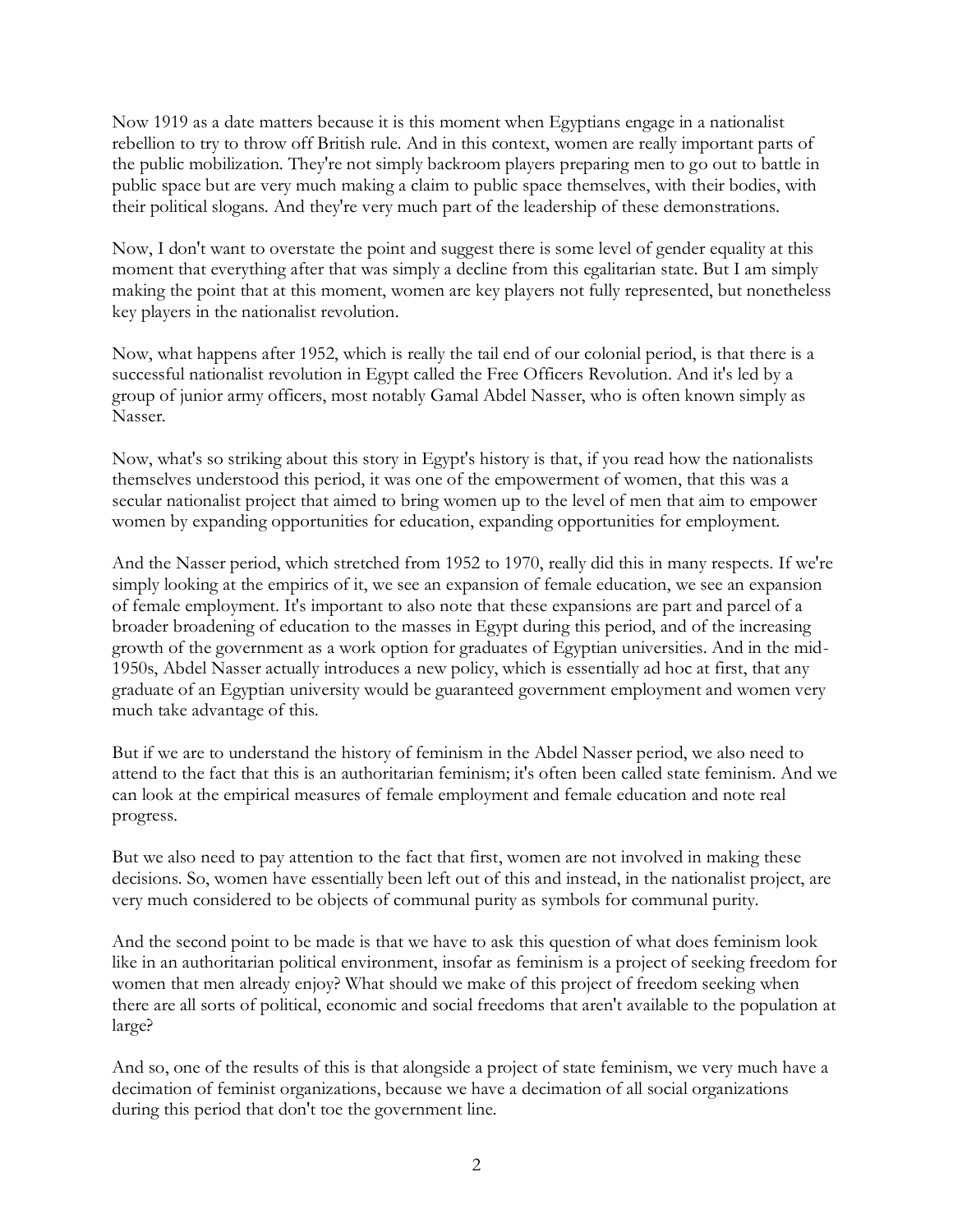Now 1919 as a date matters because it is this moment when Egyptians engage in a nationalist rebellion to try to throw off British rule. And in this context, women are really important parts of the public mobilization. They're not simply backroom players preparing men to go out to battle in public space but are very much making a claim to public space themselves, with their bodies, with their political slogans. And they're very much part of the leadership of these demonstrations.

Now, I don't want to overstate the point and suggest there is some level of gender equality at this moment that everything after that was simply a decline from this egalitarian state. But I am simply making the point that at this moment, women are key players not fully represented, but nonetheless key players in the nationalist revolution.

Now, what happens after 1952, which is really the tail end of our colonial period, is that there is a successful nationalist revolution in Egypt called the Free Officers Revolution. And it's led by a group of junior army officers, most notably Gamal Abdel Nasser, who is often known simply as Nasser.

Now, what's so striking about this story in Egypt's history is that, if you read how the nationalists themselves understood this period, it was one of the empowerment of women, that this was a secular nationalist project that aimed to bring women up to the level of men that aim to empower women by expanding opportunities for education, expanding opportunities for employment.

And the Nasser period, which stretched from 1952 to 1970, really did this in many respects. If we're simply looking at the empirics of it, we see an expansion of female education, we see an expansion of female employment. It's important to also note that these expansions are part and parcel of a broader broadening of education to the masses in Egypt during this period, and of the increasing growth of the government as a work option for graduates of Egyptian universities. And in the mid-1950s, Abdel Nasser actually introduces a new policy, which is essentially ad hoc at first, that any graduate of an Egyptian university would be guaranteed government employment and women very much take advantage of this.

But if we are to understand the history of feminism in the Abdel Nasser period, we also need to attend to the fact that this is an authoritarian feminism; it's often been called state feminism. And we can look at the empirical measures of female employment and female education and note real progress.

But we also need to pay attention to the fact that first, women are not involved in making these decisions. So, women have essentially been left out of this and instead, in the nationalist project, are very much considered to be objects of communal purity as symbols for communal purity.

And the second point to be made is that we have to ask this question of what does feminism look like in an authoritarian political environment, insofar as feminism is a project of seeking freedom for women that men already enjoy? What should we make of this project of freedom seeking when there are all sorts of political, economic and social freedoms that aren't available to the population at large?

And so, one of the results of this is that alongside a project of state feminism, we very much have a decimation of feminist organizations, because we have a decimation of all social organizations during this period that don't toe the government line.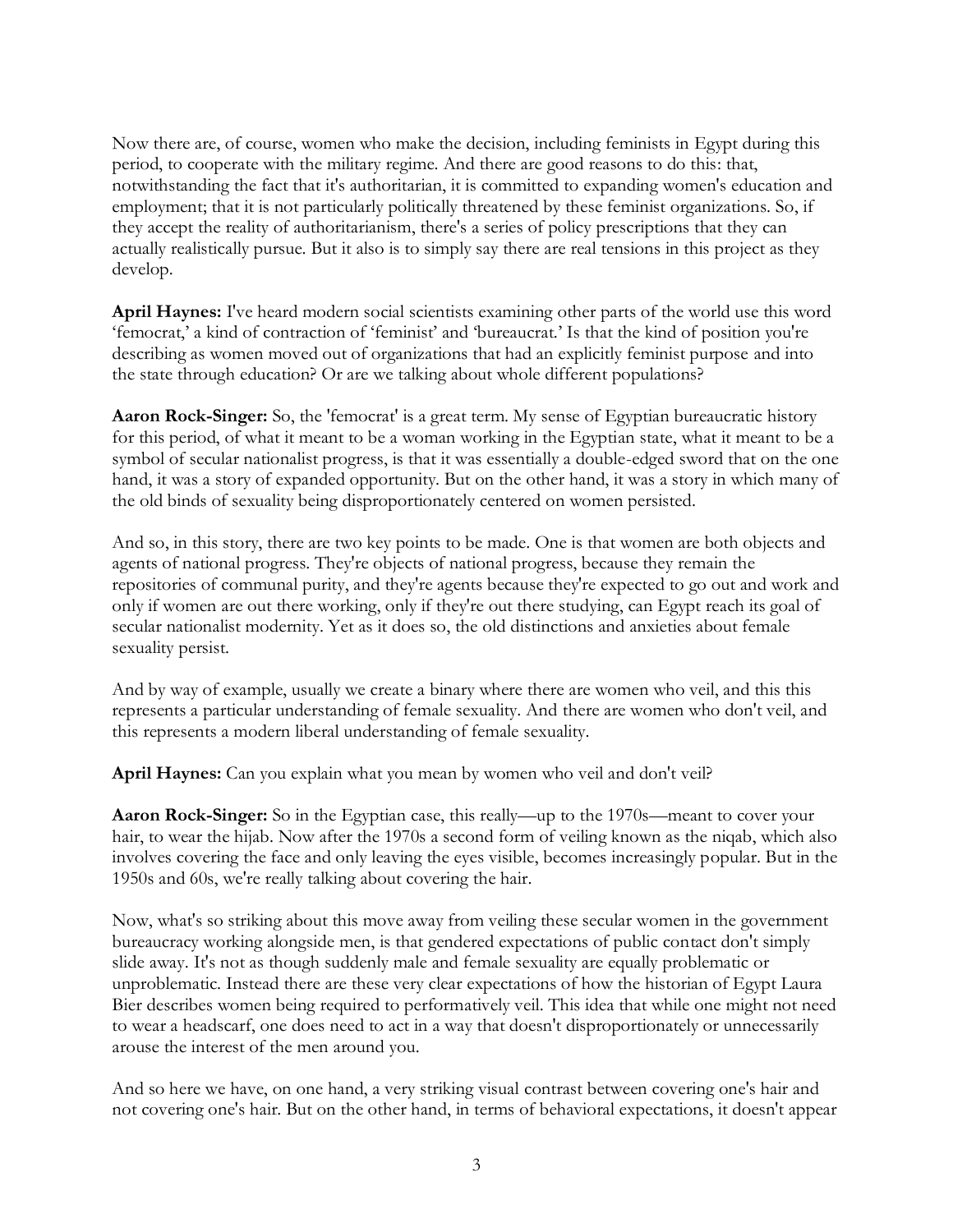Now there are, of course, women who make the decision, including feminists in Egypt during this period, to cooperate with the military regime. And there are good reasons to do this: that, notwithstanding the fact that it's authoritarian, it is committed to expanding women's education and employment; that it is not particularly politically threatened by these feminist organizations. So, if they accept the reality of authoritarianism, there's a series of policy prescriptions that they can actually realistically pursue. But it also is to simply say there are real tensions in this project as they develop.

**April Haynes:** I've heard modern social scientists examining other parts of the world use this word 'femocrat,' a kind of contraction of 'feminist' and 'bureaucrat.' Is that the kind of position you're describing as women moved out of organizations that had an explicitly feminist purpose and into the state through education? Or are we talking about whole different populations?

**Aaron Rock-Singer:** So, the 'femocrat' is a great term. My sense of Egyptian bureaucratic history for this period, of what it meant to be a woman working in the Egyptian state, what it meant to be a symbol of secular nationalist progress, is that it was essentially a double-edged sword that on the one hand, it was a story of expanded opportunity. But on the other hand, it was a story in which many of the old binds of sexuality being disproportionately centered on women persisted.

And so, in this story, there are two key points to be made. One is that women are both objects and agents of national progress. They're objects of national progress, because they remain the repositories of communal purity, and they're agents because they're expected to go out and work and only if women are out there working, only if they're out there studying, can Egypt reach its goal of secular nationalist modernity. Yet as it does so, the old distinctions and anxieties about female sexuality persist.

And by way of example, usually we create a binary where there are women who veil, and this this represents a particular understanding of female sexuality. And there are women who don't veil, and this represents a modern liberal understanding of female sexuality.

**April Haynes:** Can you explain what you mean by women who veil and don't veil?

**Aaron Rock-Singer:** So in the Egyptian case, this really—up to the 1970s—meant to cover your hair, to wear the hijab. Now after the 1970s a second form of veiling known as the niqab, which also involves covering the face and only leaving the eyes visible, becomes increasingly popular. But in the 1950s and 60s, we're really talking about covering the hair.

Now, what's so striking about this move away from veiling these secular women in the government bureaucracy working alongside men, is that gendered expectations of public contact don't simply slide away. It's not as though suddenly male and female sexuality are equally problematic or unproblematic. Instead there are these very clear expectations of how the historian of Egypt Laura Bier describes women being required to performatively veil. This idea that while one might not need to wear a headscarf, one does need to act in a way that doesn't disproportionately or unnecessarily arouse the interest of the men around you.

And so here we have, on one hand, a very striking visual contrast between covering one's hair and not covering one's hair. But on the other hand, in terms of behavioral expectations, it doesn't appear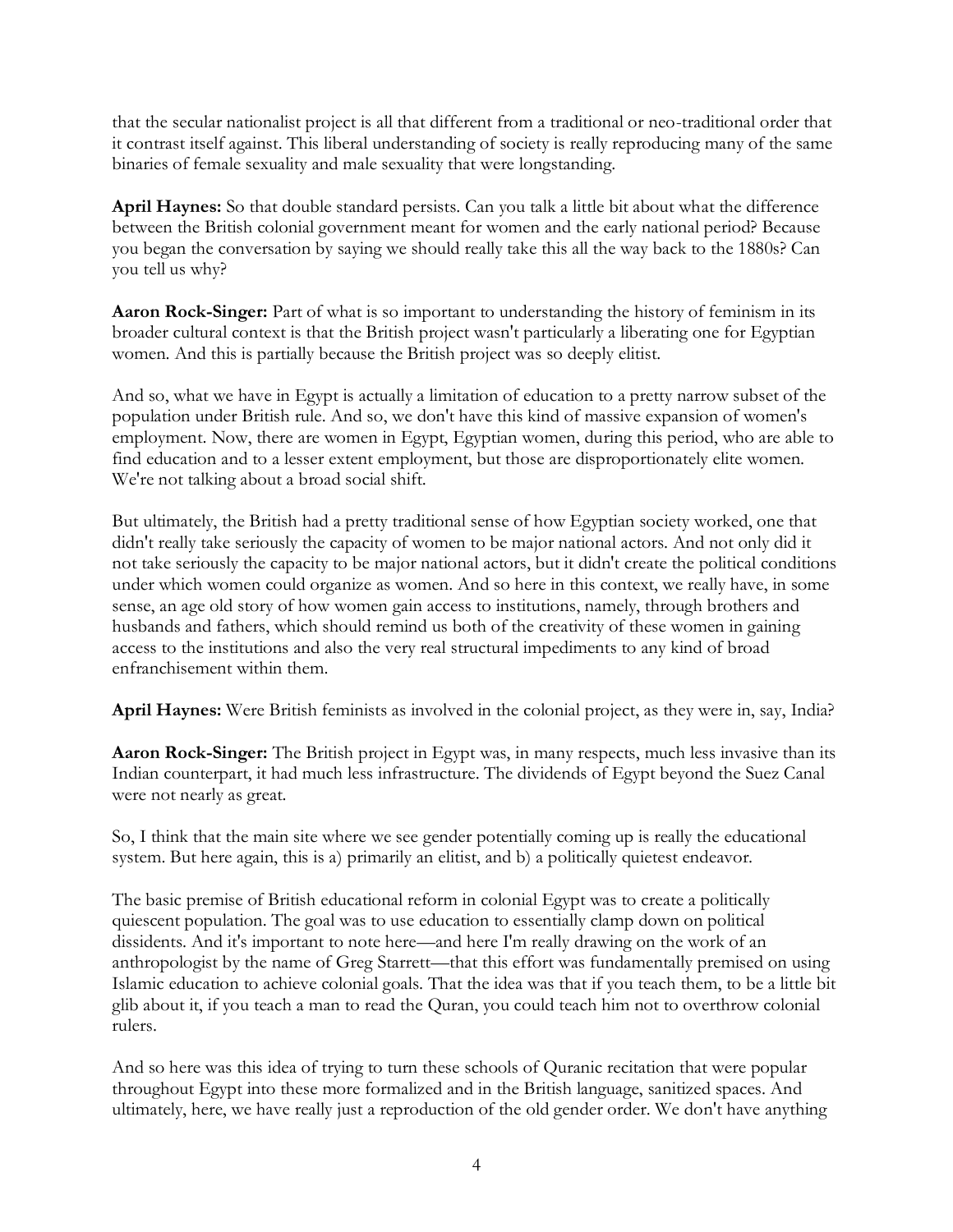that the secular nationalist project is all that different from a traditional or neo-traditional order that it contrast itself against. This liberal understanding of society is really reproducing many of the same binaries of female sexuality and male sexuality that were longstanding.

**April Haynes:** So that double standard persists. Can you talk a little bit about what the difference between the British colonial government meant for women and the early national period? Because you began the conversation by saying we should really take this all the way back to the 1880s? Can you tell us why?

**Aaron Rock-Singer:** Part of what is so important to understanding the history of feminism in its broader cultural context is that the British project wasn't particularly a liberating one for Egyptian women. And this is partially because the British project was so deeply elitist.

And so, what we have in Egypt is actually a limitation of education to a pretty narrow subset of the population under British rule. And so, we don't have this kind of massive expansion of women's employment. Now, there are women in Egypt, Egyptian women, during this period, who are able to find education and to a lesser extent employment, but those are disproportionately elite women. We're not talking about a broad social shift.

But ultimately, the British had a pretty traditional sense of how Egyptian society worked, one that didn't really take seriously the capacity of women to be major national actors. And not only did it not take seriously the capacity to be major national actors, but it didn't create the political conditions under which women could organize as women. And so here in this context, we really have, in some sense, an age old story of how women gain access to institutions, namely, through brothers and husbands and fathers, which should remind us both of the creativity of these women in gaining access to the institutions and also the very real structural impediments to any kind of broad enfranchisement within them.

**April Haynes:** Were British feminists as involved in the colonial project, as they were in, say, India?

**Aaron Rock-Singer:** The British project in Egypt was, in many respects, much less invasive than its Indian counterpart, it had much less infrastructure. The dividends of Egypt beyond the Suez Canal were not nearly as great.

So, I think that the main site where we see gender potentially coming up is really the educational system. But here again, this is a) primarily an elitist, and b) a politically quietest endeavor.

The basic premise of British educational reform in colonial Egypt was to create a politically quiescent population. The goal was to use education to essentially clamp down on political dissidents. And it's important to note here—and here I'm really drawing on the work of an anthropologist by the name of Greg Starrett—that this effort was fundamentally premised on using Islamic education to achieve colonial goals. That the idea was that if you teach them, to be a little bit glib about it, if you teach a man to read the Quran, you could teach him not to overthrow colonial rulers.

And so here was this idea of trying to turn these schools of Quranic recitation that were popular throughout Egypt into these more formalized and in the British language, sanitized spaces. And ultimately, here, we have really just a reproduction of the old gender order. We don't have anything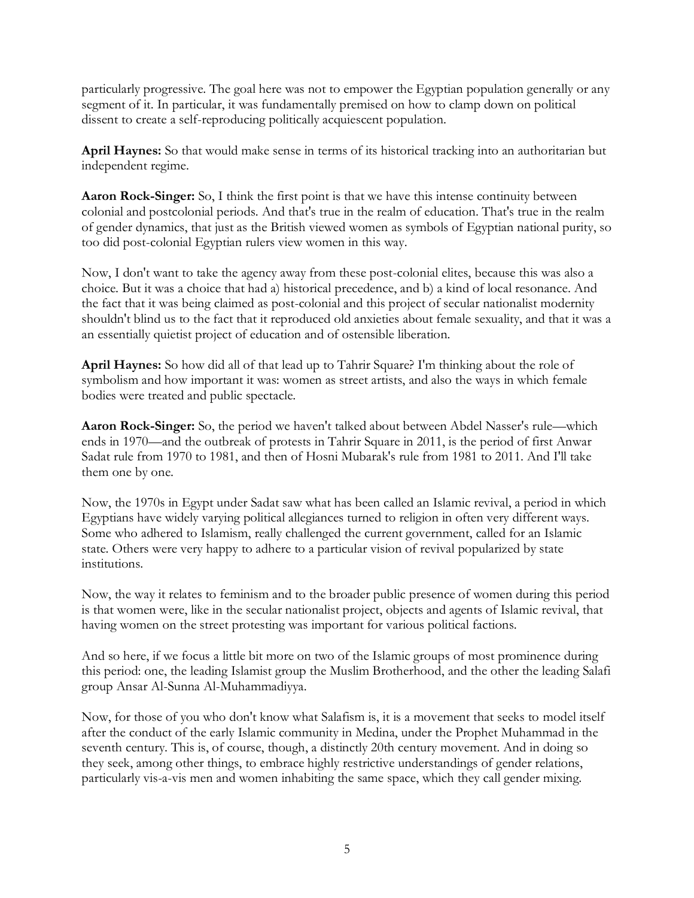particularly progressive. The goal here was not to empower the Egyptian population generally or any segment of it. In particular, it was fundamentally premised on how to clamp down on political dissent to create a self-reproducing politically acquiescent population.

**April Haynes:** So that would make sense in terms of its historical tracking into an authoritarian but independent regime.

**Aaron Rock-Singer:** So, I think the first point is that we have this intense continuity between colonial and postcolonial periods. And that's true in the realm of education. That's true in the realm of gender dynamics, that just as the British viewed women as symbols of Egyptian national purity, so too did post-colonial Egyptian rulers view women in this way.

Now, I don't want to take the agency away from these post-colonial elites, because this was also a choice. But it was a choice that had a) historical precedence, and b) a kind of local resonance. And the fact that it was being claimed as post-colonial and this project of secular nationalist modernity shouldn't blind us to the fact that it reproduced old anxieties about female sexuality, and that it was a an essentially quietist project of education and of ostensible liberation.

**April Haynes:** So how did all of that lead up to Tahrir Square? I'm thinking about the role of symbolism and how important it was: women as street artists, and also the ways in which female bodies were treated and public spectacle.

**Aaron Rock-Singer:** So, the period we haven't talked about between Abdel Nasser's rule—which ends in 1970—and the outbreak of protests in Tahrir Square in 2011, is the period of first Anwar Sadat rule from 1970 to 1981, and then of Hosni Mubarak's rule from 1981 to 2011. And I'll take them one by one.

Now, the 1970s in Egypt under Sadat saw what has been called an Islamic revival, a period in which Egyptians have widely varying political allegiances turned to religion in often very different ways. Some who adhered to Islamism, really challenged the current government, called for an Islamic state. Others were very happy to adhere to a particular vision of revival popularized by state institutions.

Now, the way it relates to feminism and to the broader public presence of women during this period is that women were, like in the secular nationalist project, objects and agents of Islamic revival, that having women on the street protesting was important for various political factions.

And so here, if we focus a little bit more on two of the Islamic groups of most prominence during this period: one, the leading Islamist group the Muslim Brotherhood, and the other the leading Salafi group Ansar Al-Sunna Al-Muhammadiyya.

Now, for those of you who don't know what Salafism is, it is a movement that seeks to model itself after the conduct of the early Islamic community in Medina, under the Prophet Muhammad in the seventh century. This is, of course, though, a distinctly 20th century movement. And in doing so they seek, among other things, to embrace highly restrictive understandings of gender relations, particularly vis-a-vis men and women inhabiting the same space, which they call gender mixing.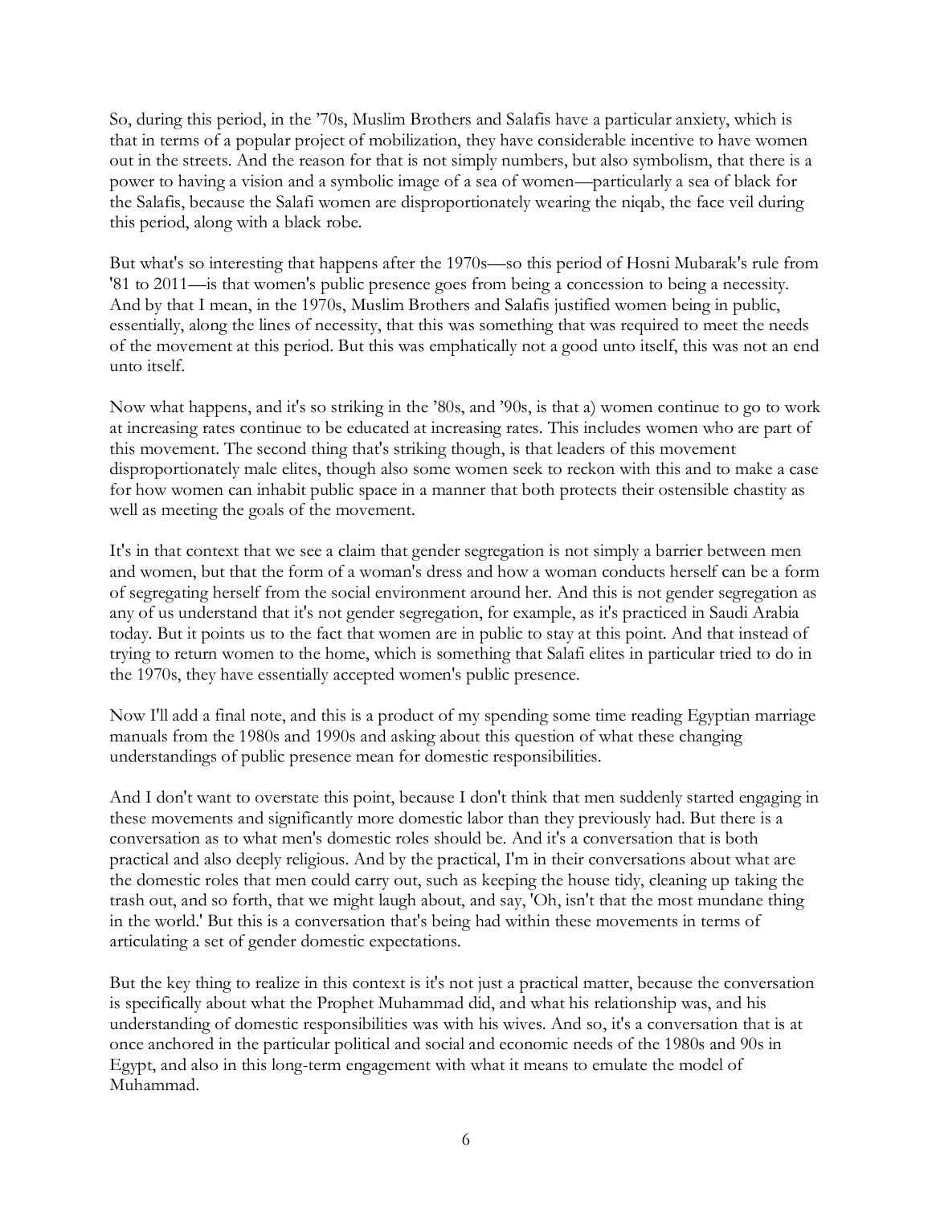So, during this period, in the '70s, Muslim Brothers and Salafis have a particular anxiety, which is that in terms of a popular project of mobilization, they have considerable incentive to have women out in the streets. And the reason for that is not simply numbers, but also symbolism, that there is a power to having a vision and a symbolic image of a sea of women—particularly a sea of black for the Salafis, because the Salafi women are disproportionately wearing the niqab, the face veil during this period, along with a black robe.

But what's so interesting that happens after the 1970s—so this period of Hosni Mubarak's rule from '81 to 2011—is that women's public presence goes from being a concession to being a necessity. And by that I mean, in the 1970s, Muslim Brothers and Salafis justified women being in public, essentially, along the lines of necessity, that this was something that was required to meet the needs of the movement at this period. But this was emphatically not a good unto itself, this was not an end unto itself.

Now what happens, and it's so striking in the '80s, and '90s, is that a) women continue to go to work at increasing rates continue to be educated at increasing rates. This includes women who are part of this movement. The second thing that's striking though, is that leaders of this movement disproportionately male elites, though also some women seek to reckon with this and to make a case for how women can inhabit public space in a manner that both protects their ostensible chastity as well as meeting the goals of the movement.

It's in that context that we see a claim that gender segregation is not simply a barrier between men and women, but that the form of a woman's dress and how a woman conducts herself can be a form of segregating herself from the social environment around her. And this is not gender segregation as any of us understand that it's not gender segregation, for example, as it's practiced in Saudi Arabia today. But it points us to the fact that women are in public to stay at this point. And that instead of trying to return women to the home, which is something that Salafi elites in particular tried to do in the 1970s, they have essentially accepted women's public presence.

Now I'll add a final note, and this is a product of my spending some time reading Egyptian marriage manuals from the 1980s and 1990s and asking about this question of what these changing understandings of public presence mean for domestic responsibilities.

And I don't want to overstate this point, because I don't think that men suddenly started engaging in these movements and significantly more domestic labor than they previously had. But there is a conversation as to what men's domestic roles should be. And it's a conversation that is both practical and also deeply religious. And by the practical, I'm in their conversations about what are the domestic roles that men could carry out, such as keeping the house tidy, cleaning up taking the trash out, and so forth, that we might laugh about, and say, 'Oh, isn't that the most mundane thing in the world.' But this is a conversation that's being had within these movements in terms of articulating a set of gender domestic expectations.

But the key thing to realize in this context is it's not just a practical matter, because the conversation is specifically about what the Prophet Muhammad did, and what his relationship was, and his understanding of domestic responsibilities was with his wives. And so, it's a conversation that is at once anchored in the particular political and social and economic needs of the 1980s and 90s in Egypt, and also in this long-term engagement with what it means to emulate the model of Muhammad.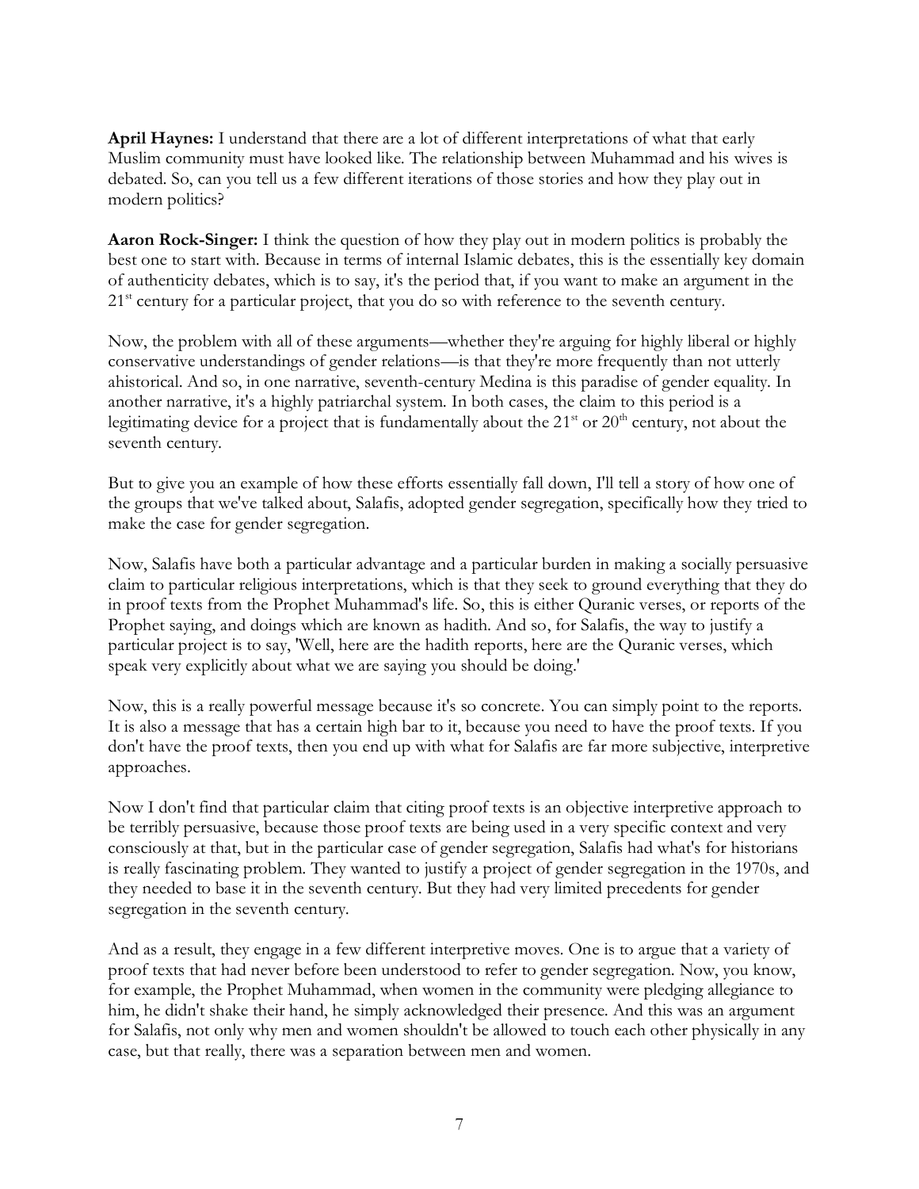**April Haynes:** I understand that there are a lot of different interpretations of what that early Muslim community must have looked like. The relationship between Muhammad and his wives is debated. So, can you tell us a few different iterations of those stories and how they play out in modern politics?

**Aaron Rock-Singer:** I think the question of how they play out in modern politics is probably the best one to start with. Because in terms of internal Islamic debates, this is the essentially key domain of authenticity debates, which is to say, it's the period that, if you want to make an argument in the 21st century for a particular project, that you do so with reference to the seventh century.

Now, the problem with all of these arguments—whether they're arguing for highly liberal or highly conservative understandings of gender relations—is that they're more frequently than not utterly ahistorical. And so, in one narrative, seventh-century Medina is this paradise of gender equality. In another narrative, it's a highly patriarchal system. In both cases, the claim to this period is a legitimating device for a project that is fundamentally about the 21st or 20th century, not about the seventh century.

But to give you an example of how these efforts essentially fall down, I'll tell a story of how one of the groups that we've talked about, Salafis, adopted gender segregation, specifically how they tried to make the case for gender segregation.

Now, Salafis have both a particular advantage and a particular burden in making a socially persuasive claim to particular religious interpretations, which is that they seek to ground everything that they do in proof texts from the Prophet Muhammad's life. So, this is either Quranic verses, or reports of the Prophet saying, and doings which are known as hadith. And so, for Salafis, the way to justify a particular project is to say, 'Well, here are the hadith reports, here are the Quranic verses, which speak very explicitly about what we are saying you should be doing.'

Now, this is a really powerful message because it's so concrete. You can simply point to the reports. It is also a message that has a certain high bar to it, because you need to have the proof texts. If you don't have the proof texts, then you end up with what for Salafis are far more subjective, interpretive approaches.

Now I don't find that particular claim that citing proof texts is an objective interpretive approach to be terribly persuasive, because those proof texts are being used in a very specific context and very consciously at that, but in the particular case of gender segregation, Salafis had what's for historians is really fascinating problem. They wanted to justify a project of gender segregation in the 1970s, and they needed to base it in the seventh century. But they had very limited precedents for gender segregation in the seventh century.

And as a result, they engage in a few different interpretive moves. One is to argue that a variety of proof texts that had never before been understood to refer to gender segregation. Now, you know, for example, the Prophet Muhammad, when women in the community were pledging allegiance to him, he didn't shake their hand, he simply acknowledged their presence. And this was an argument for Salafis, not only why men and women shouldn't be allowed to touch each other physically in any case, but that really, there was a separation between men and women.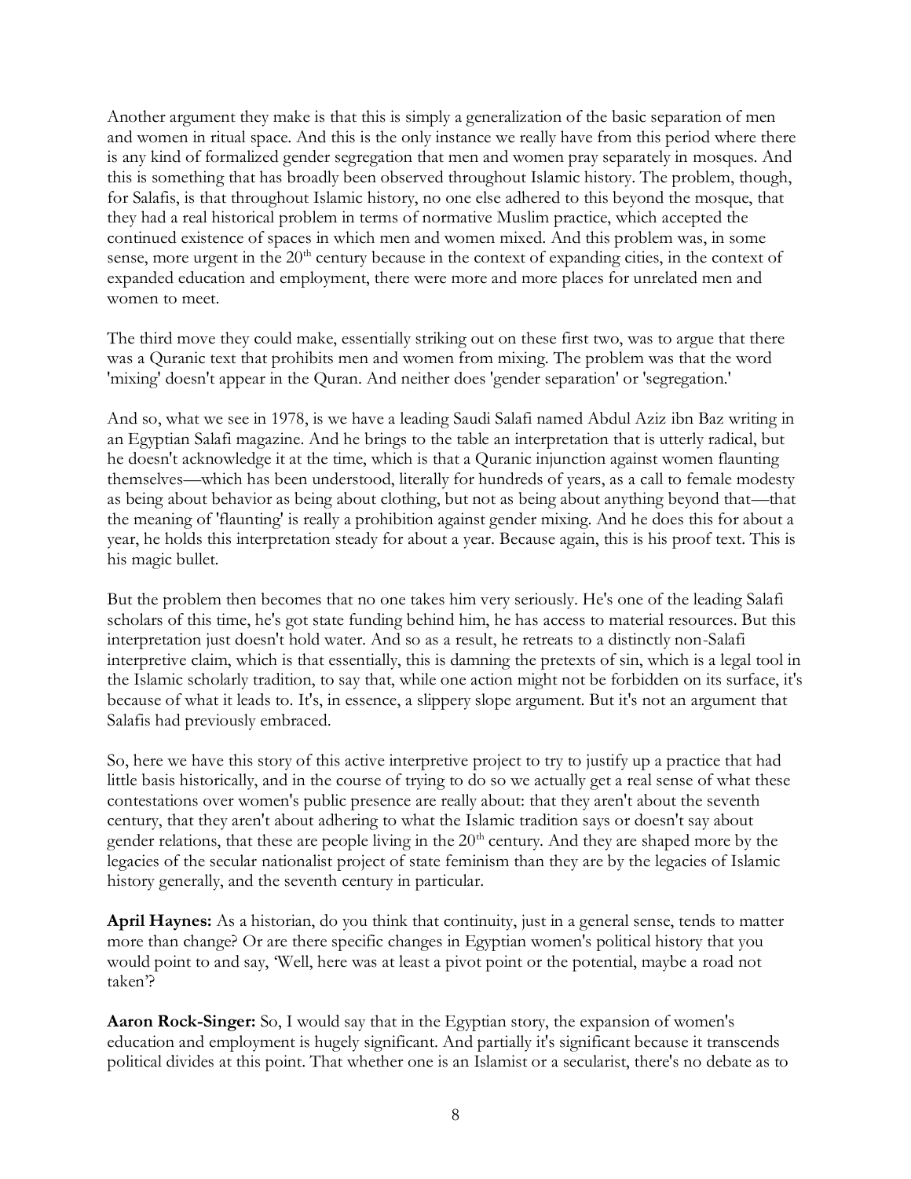Another argument they make is that this is simply a generalization of the basic separation of men and women in ritual space. And this is the only instance we really have from this period where there is any kind of formalized gender segregation that men and women pray separately in mosques. And this is something that has broadly been observed throughout Islamic history. The problem, though, for Salafis, is that throughout Islamic history, no one else adhered to this beyond the mosque, that they had a real historical problem in terms of normative Muslim practice, which accepted the continued existence of spaces in which men and women mixed. And this problem was, in some sense, more urgent in the 20th century because in the context of expanding cities, in the context of expanded education and employment, there were more and more places for unrelated men and women to meet.

The third move they could make, essentially striking out on these first two, was to argue that there was a Quranic text that prohibits men and women from mixing. The problem was that the word 'mixing' doesn't appear in the Quran. And neither does 'gender separation' or 'segregation.'

And so, what we see in 1978, is we have a leading Saudi Salafi named Abdul Aziz ibn Baz writing in an Egyptian Salafi magazine. And he brings to the table an interpretation that is utterly radical, but he doesn't acknowledge it at the time, which is that a Quranic injunction against women flaunting themselves—which has been understood, literally for hundreds of years, as a call to female modesty as being about behavior as being about clothing, but not as being about anything beyond that—that the meaning of 'flaunting' is really a prohibition against gender mixing. And he does this for about a year, he holds this interpretation steady for about a year. Because again, this is his proof text. This is his magic bullet.

But the problem then becomes that no one takes him very seriously. He's one of the leading Salafi scholars of this time, he's got state funding behind him, he has access to material resources. But this interpretation just doesn't hold water. And so as a result, he retreats to a distinctly non-Salafi interpretive claim, which is that essentially, this is damning the pretexts of sin, which is a legal tool in the Islamic scholarly tradition, to say that, while one action might not be forbidden on its surface, it's because of what it leads to. It's, in essence, a slippery slope argument. But it's not an argument that Salafis had previously embraced.

So, here we have this story of this active interpretive project to try to justify up a practice that had little basis historically, and in the course of trying to do so we actually get a real sense of what these contestations over women's public presence are really about: that they aren't about the seventh century, that they aren't about adhering to what the Islamic tradition says or doesn't say about gender relations, that these are people living in the 20th century. And they are shaped more by the legacies of the secular nationalist project of state feminism than they are by the legacies of Islamic history generally, and the seventh century in particular.

**April Haynes:** As a historian, do you think that continuity, just in a general sense, tends to matter more than change? Or are there specific changes in Egyptian women's political history that you would point to and say, 'Well, here was at least a pivot point or the potential, maybe a road not taken'?

**Aaron Rock-Singer:** So, I would say that in the Egyptian story, the expansion of women's education and employment is hugely significant. And partially it's significant because it transcends political divides at this point. That whether one is an Islamist or a secularist, there's no debate as to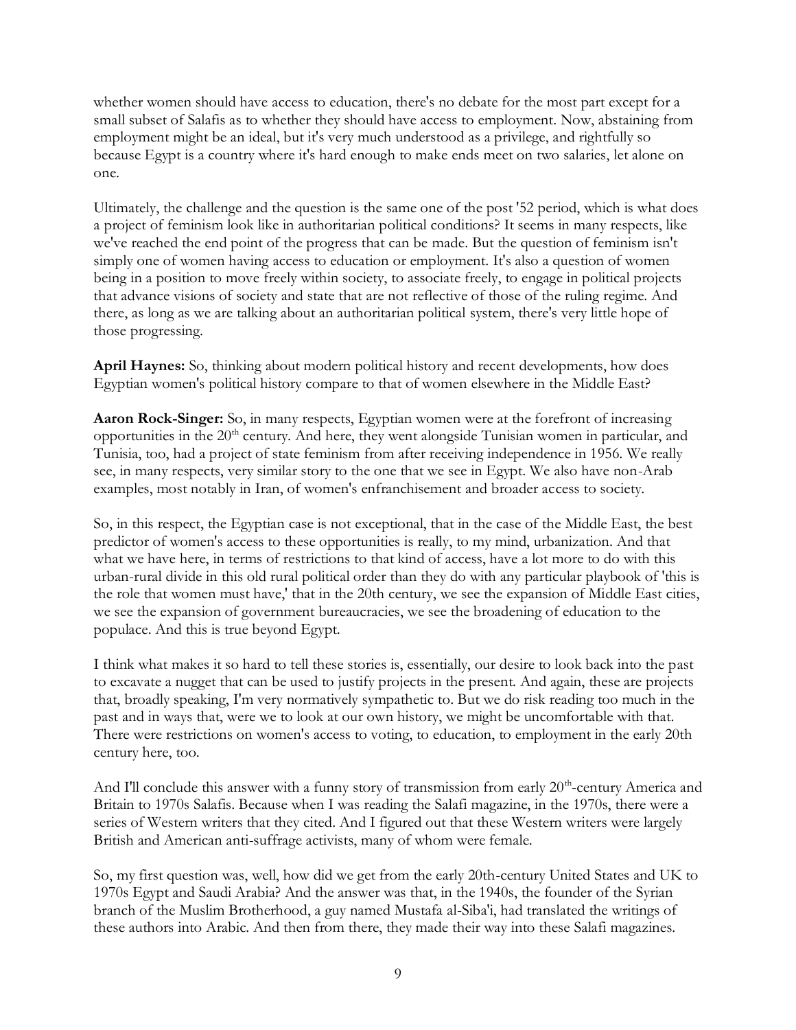whether women should have access to education, there's no debate for the most part except for a small subset of Salafis as to whether they should have access to employment. Now, abstaining from employment might be an ideal, but it's very much understood as a privilege, and rightfully so because Egypt is a country where it's hard enough to make ends meet on two salaries, let alone on one.

Ultimately, the challenge and the question is the same one of the post '52 period, which is what does a project of feminism look like in authoritarian political conditions? It seems in many respects, like we've reached the end point of the progress that can be made. But the question of feminism isn't simply one of women having access to education or employment. It's also a question of women being in a position to move freely within society, to associate freely, to engage in political projects that advance visions of society and state that are not reflective of those of the ruling regime. And there, as long as we are talking about an authoritarian political system, there's very little hope of those progressing.

**April Haynes:** So, thinking about modern political history and recent developments, how does Egyptian women's political history compare to that of women elsewhere in the Middle East?

**Aaron Rock-Singer:** So, in many respects, Egyptian women were at the forefront of increasing opportunities in the 20th century. And here, they went alongside Tunisian women in particular, and Tunisia, too, had a project of state feminism from after receiving independence in 1956. We really see, in many respects, very similar story to the one that we see in Egypt. We also have non-Arab examples, most notably in Iran, of women's enfranchisement and broader access to society.

So, in this respect, the Egyptian case is not exceptional, that in the case of the Middle East, the best predictor of women's access to these opportunities is really, to my mind, urbanization. And that what we have here, in terms of restrictions to that kind of access, have a lot more to do with this urban-rural divide in this old rural political order than they do with any particular playbook of 'this is the role that women must have,' that in the 20th century, we see the expansion of Middle East cities, we see the expansion of government bureaucracies, we see the broadening of education to the populace. And this is true beyond Egypt.

I think what makes it so hard to tell these stories is, essentially, our desire to look back into the past to excavate a nugget that can be used to justify projects in the present. And again, these are projects that, broadly speaking, I'm very normatively sympathetic to. But we do risk reading too much in the past and in ways that, were we to look at our own history, we might be uncomfortable with that. There were restrictions on women's access to voting, to education, to employment in the early 20th century here, too.

And I'll conclude this answer with a funny story of transmission from early 20th-century America and Britain to 1970s Salafis. Because when I was reading the Salafi magazine, in the 1970s, there were a series of Western writers that they cited. And I figured out that these Western writers were largely British and American anti-suffrage activists, many of whom were female.

So, my first question was, well, how did we get from the early 20th-century United States and UK to 1970s Egypt and Saudi Arabia? And the answer was that, in the 1940s, the founder of the Syrian branch of the Muslim Brotherhood, a guy named Mustafa al-Siba'i, had translated the writings of these authors into Arabic. And then from there, they made their way into these Salafi magazines.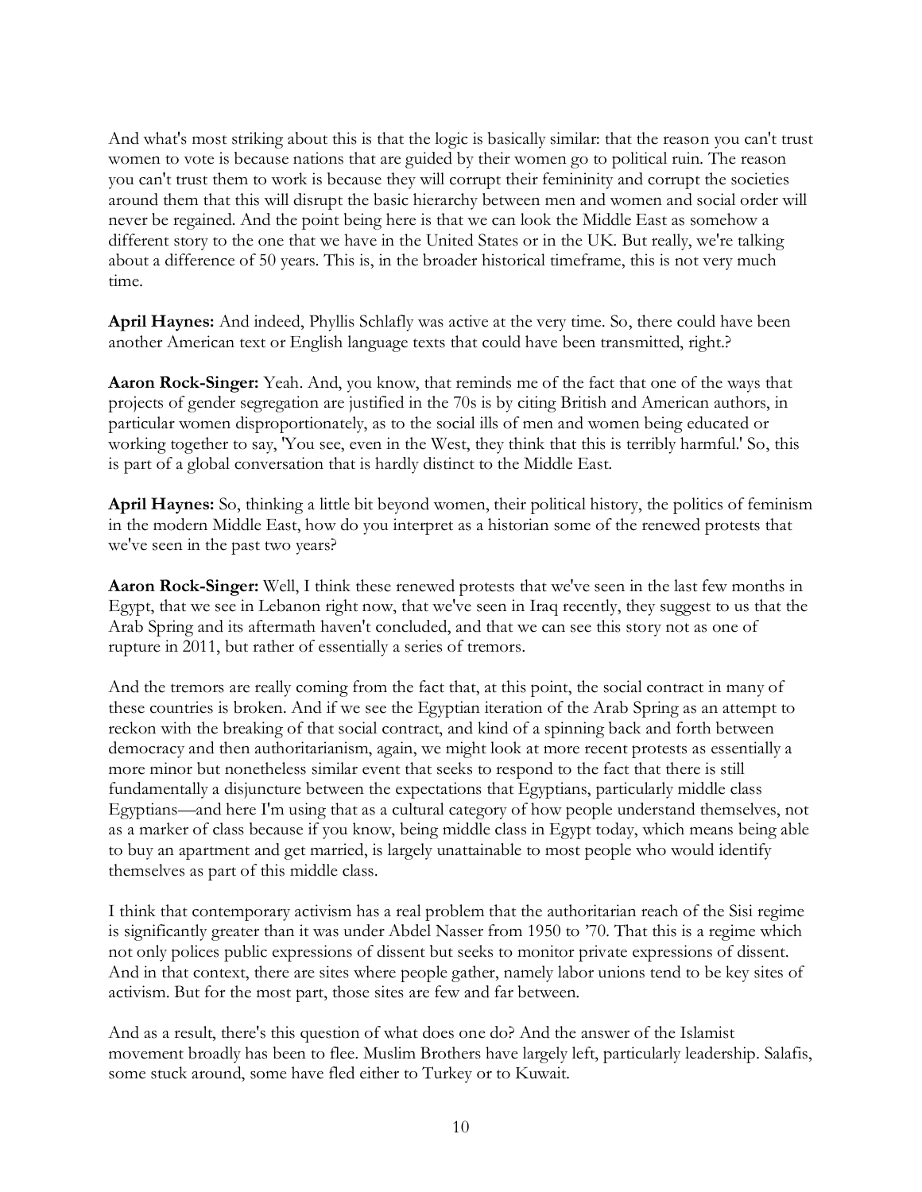And what's most striking about this is that the logic is basically similar: that the reason you can't trust women to vote is because nations that are guided by their women go to political ruin. The reason you can't trust them to work is because they will corrupt their femininity and corrupt the societies around them that this will disrupt the basic hierarchy between men and women and social order will never be regained. And the point being here is that we can look the Middle East as somehow a different story to the one that we have in the United States or in the UK. But really, we're talking about a difference of 50 years. This is, in the broader historical timeframe, this is not very much time.

**April Haynes:** And indeed, Phyllis Schlafly was active at the very time. So, there could have been another American text or English language texts that could have been transmitted, right.?

**Aaron Rock-Singer:** Yeah. And, you know, that reminds me of the fact that one of the ways that projects of gender segregation are justified in the 70s is by citing British and American authors, in particular women disproportionately, as to the social ills of men and women being educated or working together to say, 'You see, even in the West, they think that this is terribly harmful.' So, this is part of a global conversation that is hardly distinct to the Middle East.

**April Haynes:** So, thinking a little bit beyond women, their political history, the politics of feminism in the modern Middle East, how do you interpret as a historian some of the renewed protests that we've seen in the past two years?

**Aaron Rock-Singer:** Well, I think these renewed protests that we've seen in the last few months in Egypt, that we see in Lebanon right now, that we've seen in Iraq recently, they suggest to us that the Arab Spring and its aftermath haven't concluded, and that we can see this story not as one of rupture in 2011, but rather of essentially a series of tremors.

And the tremors are really coming from the fact that, at this point, the social contract in many of these countries is broken. And if we see the Egyptian iteration of the Arab Spring as an attempt to reckon with the breaking of that social contract, and kind of a spinning back and forth between democracy and then authoritarianism, again, we might look at more recent protests as essentially a more minor but nonetheless similar event that seeks to respond to the fact that there is still fundamentally a disjuncture between the expectations that Egyptians, particularly middle class Egyptians—and here I'm using that as a cultural category of how people understand themselves, not as a marker of class because if you know, being middle class in Egypt today, which means being able to buy an apartment and get married, is largely unattainable to most people who would identify themselves as part of this middle class.

I think that contemporary activism has a real problem that the authoritarian reach of the Sisi regime is significantly greater than it was under Abdel Nasser from 1950 to '70. That this is a regime which not only polices public expressions of dissent but seeks to monitor private expressions of dissent. And in that context, there are sites where people gather, namely labor unions tend to be key sites of activism. But for the most part, those sites are few and far between.

And as a result, there's this question of what does one do? And the answer of the Islamist movement broadly has been to flee. Muslim Brothers have largely left, particularly leadership. Salafis, some stuck around, some have fled either to Turkey or to Kuwait.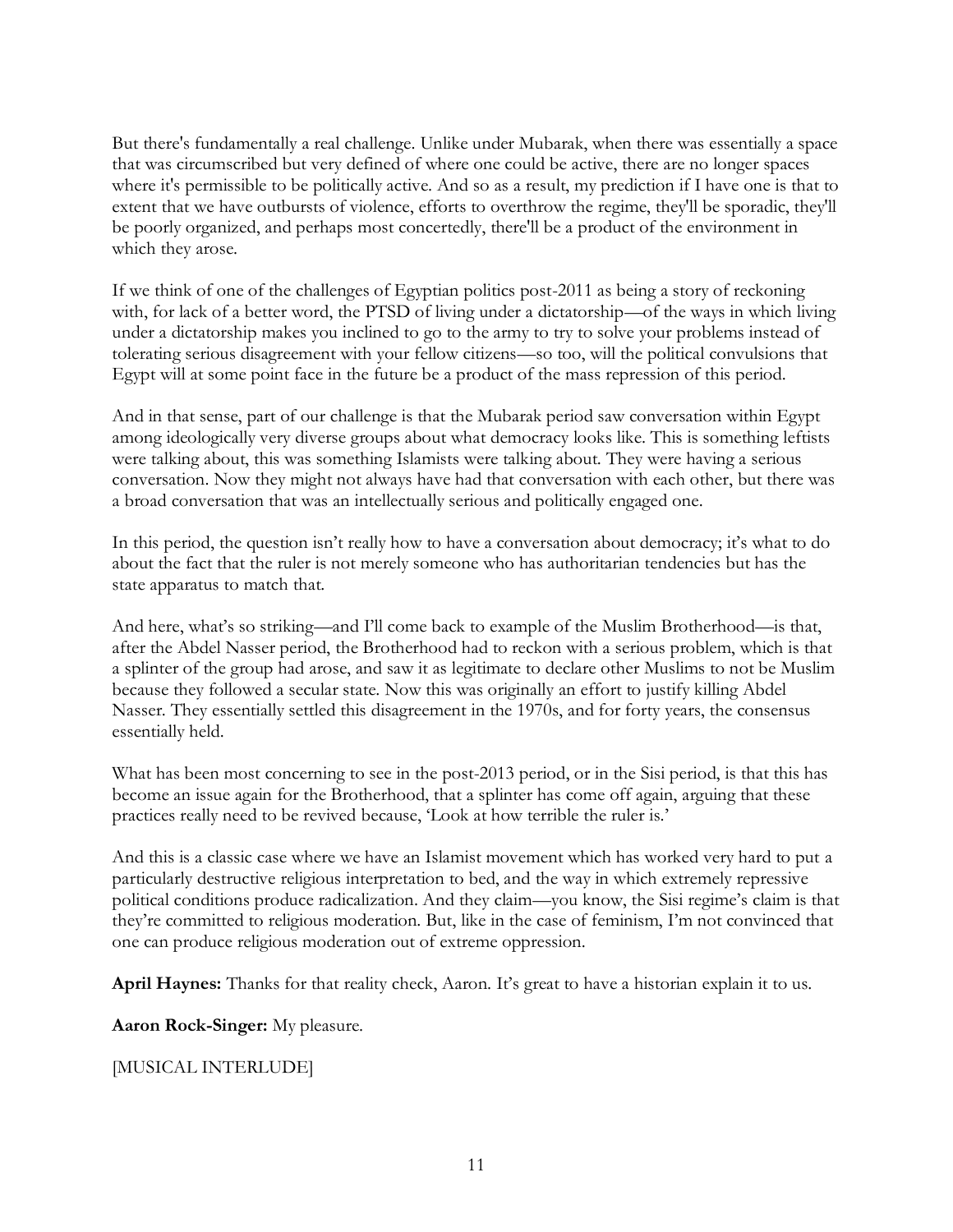But there's fundamentally a real challenge. Unlike under Mubarak, when there was essentially a space that was circumscribed but very defined of where one could be active, there are no longer spaces where it's permissible to be politically active. And so as a result, my prediction if I have one is that to extent that we have outbursts of violence, efforts to overthrow the regime, they'll be sporadic, they'll be poorly organized, and perhaps most concertedly, there'll be a product of the environment in which they arose.

If we think of one of the challenges of Egyptian politics post-2011 as being a story of reckoning with, for lack of a better word, the PTSD of living under a dictatorship—of the ways in which living under a dictatorship makes you inclined to go to the army to try to solve your problems instead of tolerating serious disagreement with your fellow citizens—so too, will the political convulsions that Egypt will at some point face in the future be a product of the mass repression of this period.

And in that sense, part of our challenge is that the Mubarak period saw conversation within Egypt among ideologically very diverse groups about what democracy looks like. This is something leftists were talking about, this was something Islamists were talking about. They were having a serious conversation. Now they might not always have had that conversation with each other, but there was a broad conversation that was an intellectually serious and politically engaged one.

In this period, the question isn't really how to have a conversation about democracy; it's what to do about the fact that the ruler is not merely someone who has authoritarian tendencies but has the state apparatus to match that.

And here, what's so striking—and I'll come back to example of the Muslim Brotherhood—is that, after the Abdel Nasser period, the Brotherhood had to reckon with a serious problem, which is that a splinter of the group had arose, and saw it as legitimate to declare other Muslims to not be Muslim because they followed a secular state. Now this was originally an effort to justify killing Abdel Nasser. They essentially settled this disagreement in the 1970s, and for forty years, the consensus essentially held.

What has been most concerning to see in the post-2013 period, or in the Sisi period, is that this has become an issue again for the Brotherhood, that a splinter has come off again, arguing that these practices really need to be revived because, 'Look at how terrible the ruler is.'

And this is a classic case where we have an Islamist movement which has worked very hard to put a particularly destructive religious interpretation to bed, and the way in which extremely repressive political conditions produce radicalization. And they claim—you know, the Sisi regime's claim is that they're committed to religious moderation. But, like in the case of feminism, I'm not convinced that one can produce religious moderation out of extreme oppression.

**April Haynes:** Thanks for that reality check, Aaron. It's great to have a historian explain it to us.

**Aaron Rock-Singer:** My pleasure.

[MUSICAL INTERLUDE]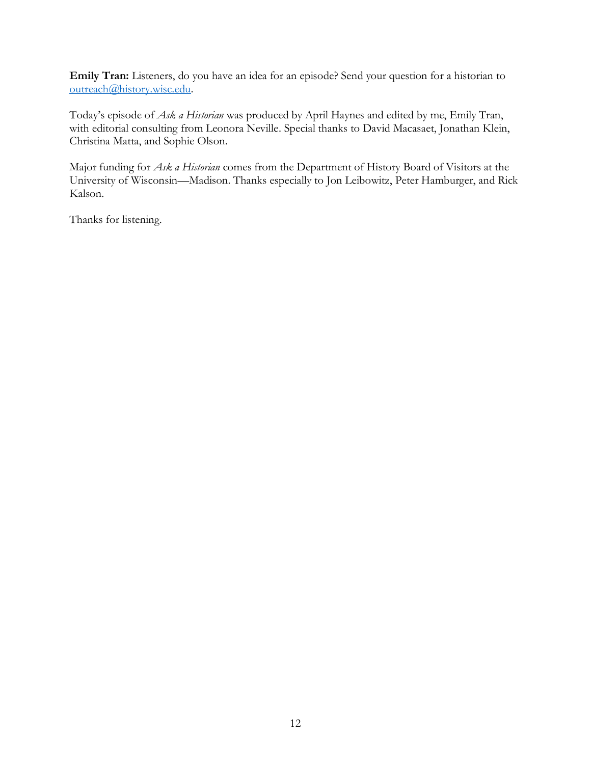**Emily Tran:** Listeners, do you have an idea for an episode? Send your question for a historian to outreach@history.wisc.edu.

Today's episode of *Ask a Historian* was produced by April Haynes and edited by me, Emily Tran, with editorial consulting from Leonora Neville. Special thanks to David Macasaet, Jonathan Klein, Christina Matta, and Sophie Olson.

Major funding for *Ask a Historian* comes from the Department of History Board of Visitors at the University of Wisconsin—Madison. Thanks especially to Jon Leibowitz, Peter Hamburger, and Rick Kalson.

Thanks for listening.